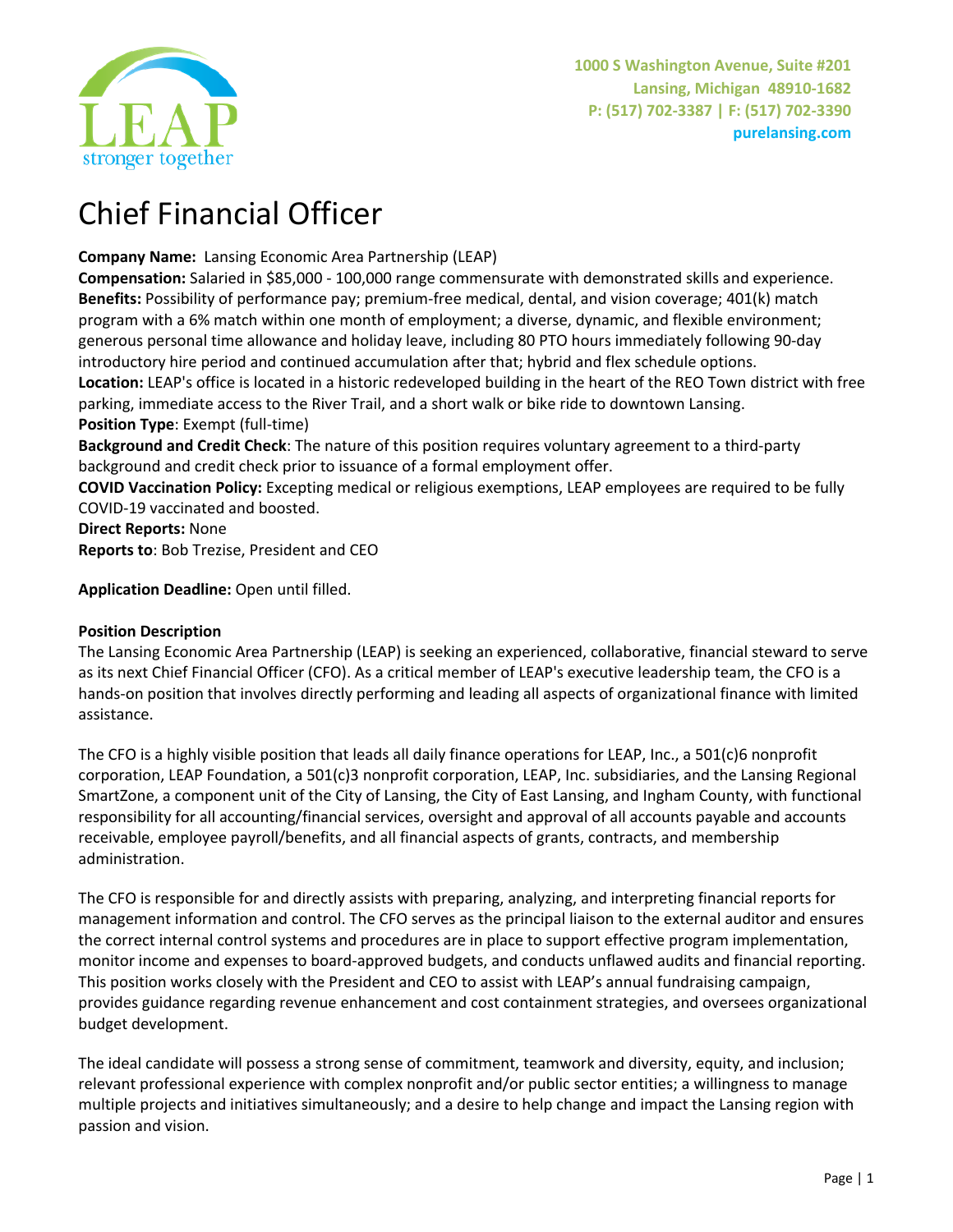LEAP
stronger together

1000 S Washington Avenue, Suite #201
Lansing, Michigan 48910-1682
P: (517) 702-3387 | F: (517) 702-3390
purelansing.com

# Chief Financial Officer

**Company Name:** Lansing Economic Area Partnership (LEAP)
**Compensation:** Salaried in $85,000 - 100,000 range commensurate with demonstrated skills and experience.
**Benefits:** Possibility of performance pay; premium-free medical, dental, and vision coverage; 401(k) match program with a 6% match within one month of employment; a diverse, dynamic, and flexible environment; generous personal time allowance and holiday leave, including 80 PTO hours immediately following 90-day introductory hire period and continued accumulation after that; hybrid and flex schedule options.
**Location:** LEAP's office is located in a historic redeveloped building in the heart of the REO Town district with free parking, immediate access to the River Trail, and a short walk or bike ride to downtown Lansing.
**Position Type**: Exempt (full-time)
**Background and Credit Check**: The nature of this position requires voluntary agreement to a third-party background and credit check prior to issuance of a formal employment offer.
**COVID Vaccination Policy:** Excepting medical or religious exemptions, LEAP employees are required to be fully COVID-19 vaccinated and boosted.
**Direct Reports:** None
**Reports to**: Bob Trezise, President and CEO

**Application Deadline:** Open until filled.

**Position Description**

The Lansing Economic Area Partnership (LEAP) is seeking an experienced, collaborative, financial steward to serve as its next Chief Financial Officer (CFO). As a critical member of LEAP's executive leadership team, the CFO is a hands-on position that involves directly performing and leading all aspects of organizational finance with limited assistance.

The CFO is a highly visible position that leads all daily finance operations for LEAP, Inc., a 501(c)6 nonprofit corporation, LEAP Foundation, a 501(c)3 nonprofit corporation, LEAP, Inc. subsidiaries, and the Lansing Regional SmartZone, a component unit of the City of Lansing, the City of East Lansing, and Ingham County, with functional responsibility for all accounting/financial services, oversight and approval of all accounts payable and accounts receivable, employee payroll/benefits, and all financial aspects of grants, contracts, and membership administration.

The CFO is responsible for and directly assists with preparing, analyzing, and interpreting financial reports for management information and control. The CFO serves as the principal liaison to the external auditor and ensures the correct internal control systems and procedures are in place to support effective program implementation, monitor income and expenses to board-approved budgets, and conducts unflawed audits and financial reporting. This position works closely with the President and CEO to assist with LEAP's annual fundraising campaign, provides guidance regarding revenue enhancement and cost containment strategies, and oversees organizational budget development.

The ideal candidate will possess a strong sense of commitment, teamwork and diversity, equity, and inclusion; relevant professional experience with complex nonprofit and/or public sector entities; a willingness to manage multiple projects and initiatives simultaneously; and a desire to help change and impact the Lansing region with passion and vision.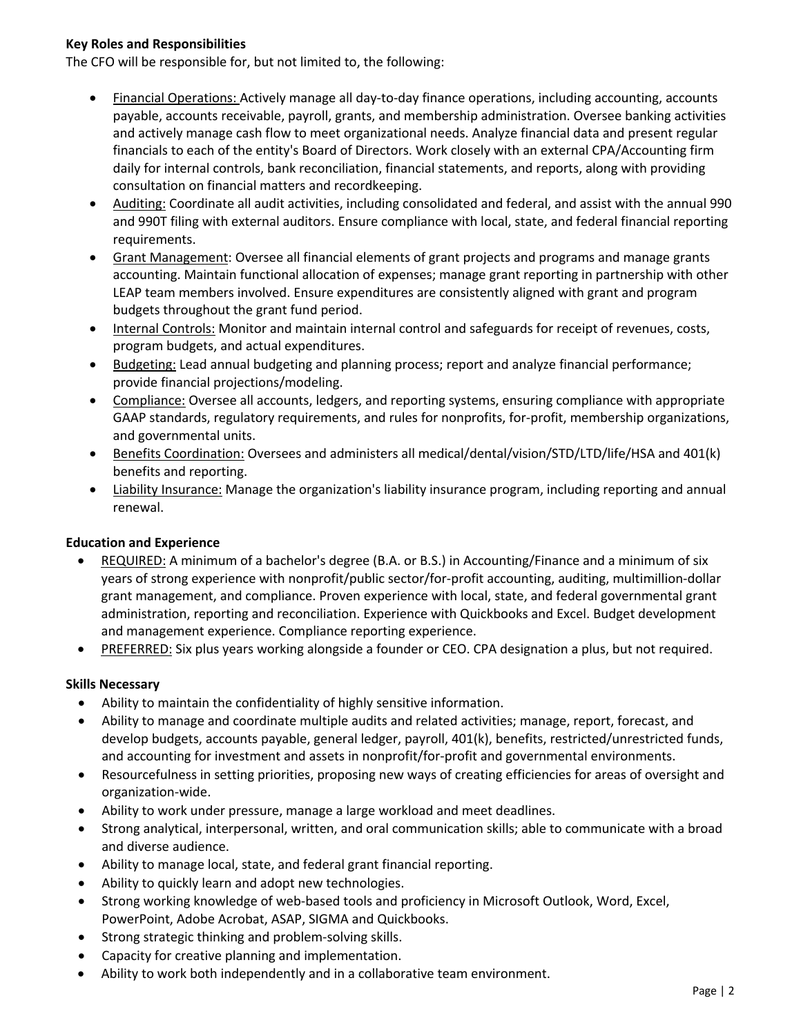**Key Roles and Responsibilities**

The CFO will be responsible for, but not limited to, the following:

- Financial Operations: Actively manage all day-to-day finance operations, including accounting, accounts payable, accounts receivable, payroll, grants, and membership administration. Oversee banking activities and actively manage cash flow to meet organizational needs. Analyze financial data and present regular financials to each of the entity's Board of Directors. Work closely with an external CPA/Accounting firm daily for internal controls, bank reconciliation, financial statements, and reports, along with providing consultation on financial matters and recordkeeping.
- Auditing: Coordinate all audit activities, including consolidated and federal, and assist with the annual 990 and 990T filing with external auditors. Ensure compliance with local, state, and federal financial reporting requirements.
- Grant Management: Oversee all financial elements of grant projects and programs and manage grants accounting. Maintain functional allocation of expenses; manage grant reporting in partnership with other LEAP team members involved. Ensure expenditures are consistently aligned with grant and program budgets throughout the grant fund period.
- Internal Controls: Monitor and maintain internal control and safeguards for receipt of revenues, costs, program budgets, and actual expenditures.
- Budgeting: Lead annual budgeting and planning process; report and analyze financial performance; provide financial projections/modeling.
- Compliance: Oversee all accounts, ledgers, and reporting systems, ensuring compliance with appropriate GAAP standards, regulatory requirements, and rules for nonprofits, for-profit, membership organizations, and governmental units.
- Benefits Coordination: Oversees and administers all medical/dental/vision/STD/LTD/life/HSA and 401(k) benefits and reporting.
- Liability Insurance: Manage the organization's liability insurance program, including reporting and annual renewal.

**Education and Experience**

- REQUIRED: A minimum of a bachelor's degree (B.A. or B.S.) in Accounting/Finance and a minimum of six years of strong experience with nonprofit/public sector/for-profit accounting, auditing, multimillion-dollar grant management, and compliance. Proven experience with local, state, and federal governmental grant administration, reporting and reconciliation. Experience with Quickbooks and Excel. Budget development and management experience. Compliance reporting experience.
- PREFERRED: Six plus years working alongside a founder or CEO. CPA designation a plus, but not required.

**Skills Necessary**

- Ability to maintain the confidentiality of highly sensitive information.
- Ability to manage and coordinate multiple audits and related activities; manage, report, forecast, and develop budgets, accounts payable, general ledger, payroll, 401(k), benefits, restricted/unrestricted funds, and accounting for investment and assets in nonprofit/for-profit and governmental environments.
- Resourcefulness in setting priorities, proposing new ways of creating efficiencies for areas of oversight and organization-wide.
- Ability to work under pressure, manage a large workload and meet deadlines.
- Strong analytical, interpersonal, written, and oral communication skills; able to communicate with a broad and diverse audience.
- Ability to manage local, state, and federal grant financial reporting.
- Ability to quickly learn and adopt new technologies.
- Strong working knowledge of web-based tools and proficiency in Microsoft Outlook, Word, Excel, PowerPoint, Adobe Acrobat, ASAP, SIGMA and Quickbooks.
- Strong strategic thinking and problem-solving skills.
- Capacity for creative planning and implementation.
- Ability to work both independently and in a collaborative team environment.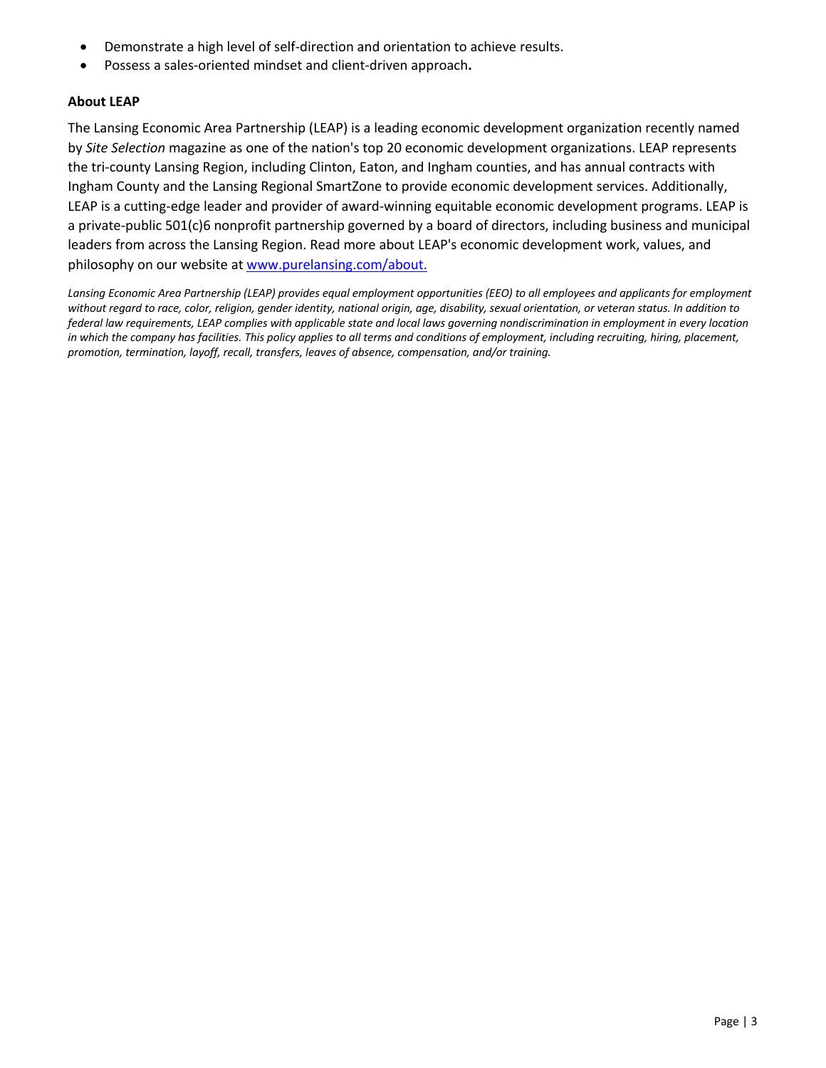- Demonstrate a high level of self-direction and orientation to achieve results.
- Possess a sales-oriented mindset and client-driven approach**.**

**About LEAP**

The Lansing Economic Area Partnership (LEAP) is a leading economic development organization recently named by *Site Selection* magazine as one of the nation's top 20 economic development organizations. LEAP represents the tri-county Lansing Region, including Clinton, Eaton, and Ingham counties, and has annual contracts with Ingham County and the Lansing Regional SmartZone to provide economic development services. Additionally, LEAP is a cutting-edge leader and provider of award-winning equitable economic development programs. LEAP is a private-public 501(c)6 nonprofit partnership governed by a board of directors, including business and municipal leaders from across the Lansing Region. Read more about LEAP's economic development work, values, and philosophy on our website at [www.purelansing.com/about.](http://www.purelansing.com/about)

*Lansing Economic Area Partnership (LEAP) provides equal employment opportunities (EEO) to all employees and applicants for employment without regard to race, color, religion, gender identity, national origin, age, disability, sexual orientation, or veteran status. In addition to federal law requirements, LEAP complies with applicable state and local laws governing nondiscrimination in employment in every location in which the company has facilities. This policy applies to all terms and conditions of employment, including recruiting, hiring, placement, promotion, termination, layoff, recall, transfers, leaves of absence, compensation, and/or training.*